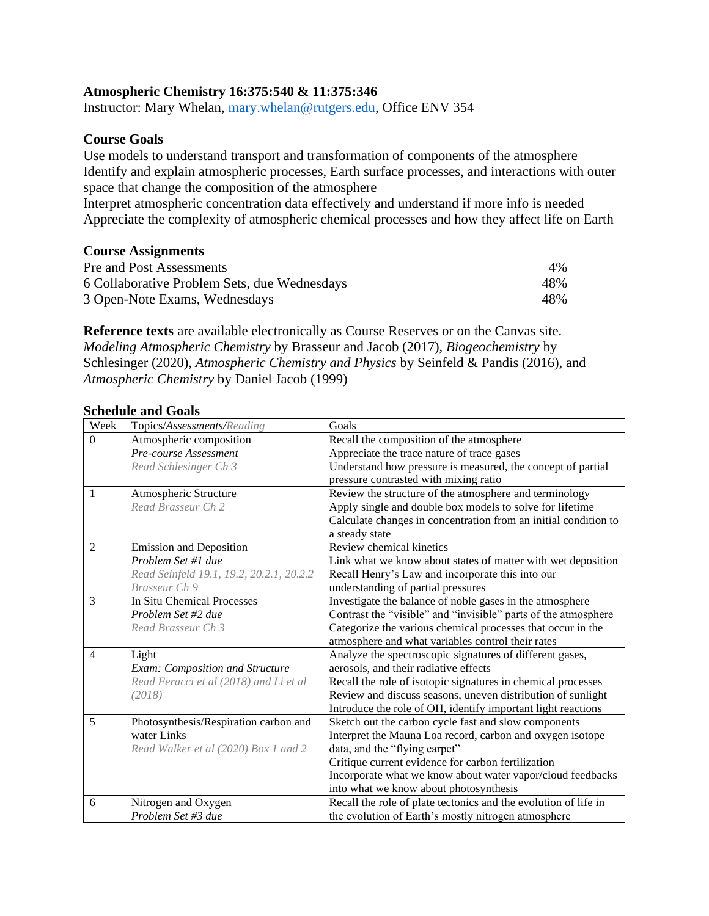**Atmospheric Chemistry 16:375:540 & 11:375:346**
Instructor: Mary Whelan, mary.whelan@rutgers.edu, Office ENV 354

**Course Goals**

Use models to understand transport and transformation of components of the atmosphere
Identify and explain atmospheric processes, Earth surface processes, and interactions with outer space that change the composition of the atmosphere
Interpret atmospheric concentration data effectively and understand if more info is needed
Appreciate the complexity of atmospheric chemical processes and how they affect life on Earth

**Course Assignments**

| | |
|---|---|
| Pre and Post Assessments | 4% |
| 6 Collaborative Problem Sets, due Wednesdays | 48% |
| 3 Open-Note Exams, Wednesdays | 48% |

**Reference texts** are available electronically as Course Reserves or on the Canvas site. *Modeling Atmospheric Chemistry* by Brasseur and Jacob (2017), *Biogeochemistry* by Schlesinger (2020), *Atmospheric Chemistry and Physics* by Seinfeld & Pandis (2016), and *Atmospheric Chemistry* by Daniel Jacob (1999)

**Schedule and Goals**

| Week | Topics/*Assessments*/Reading | Goals |
|---|---|---|
| 0 | Atmospheric composition<br>*Pre-course Assessment*<br>Read Schlesinger Ch 3 | Recall the composition of the atmosphere<br>Appreciate the trace nature of trace gases<br>Understand how pressure is measured, the concept of partial pressure contrasted with mixing ratio |
| 1 | Atmospheric Structure<br>Read Brasseur Ch 2 | Review the structure of the atmosphere and terminology<br>Apply single and double box models to solve for lifetime<br>Calculate changes in concentration from an initial condition to a steady state |
| 2 | Emission and Deposition<br>*Problem Set #1 due*<br>Read Seinfeld 19.1, 19.2, 20.2.1, 20.2.2 Brasseur Ch 9 | Review chemical kinetics<br>Link what we know about states of matter with wet deposition<br>Recall Henry's Law and incorporate this into our understanding of partial pressures |
| 3 | In Situ Chemical Processes<br>*Problem Set #2 due*<br>Read Brasseur Ch 3 | Investigate the balance of noble gases in the atmosphere<br>Contrast the "visible" and "invisible" parts of the atmosphere<br>Categorize the various chemical processes that occur in the atmosphere and what variables control their rates |
| 4 | Light<br>*Exam: Composition and Structure*<br>Read Feracci et al (2018) and Li et al (2018) | Analyze the spectroscopic signatures of different gases, aerosols, and their radiative effects<br>Recall the role of isotopic signatures in chemical processes<br>Review and discuss seasons, uneven distribution of sunlight<br>Introduce the role of OH, identify important light reactions |
| 5 | Photosynthesis/Respiration carbon and water Links<br>Read Walker et al (2020) Box 1 and 2 | Sketch out the carbon cycle fast and slow components<br>Interpret the Mauna Loa record, carbon and oxygen isotope data, and the "flying carpet"<br>Critique current evidence for carbon fertilization<br>Incorporate what we know about water vapor/cloud feedbacks into what we know about photosynthesis |
| 6 | Nitrogen and Oxygen<br>*Problem Set #3 due* | Recall the role of plate tectonics and the evolution of life in the evolution of Earth's mostly nitrogen atmosphere |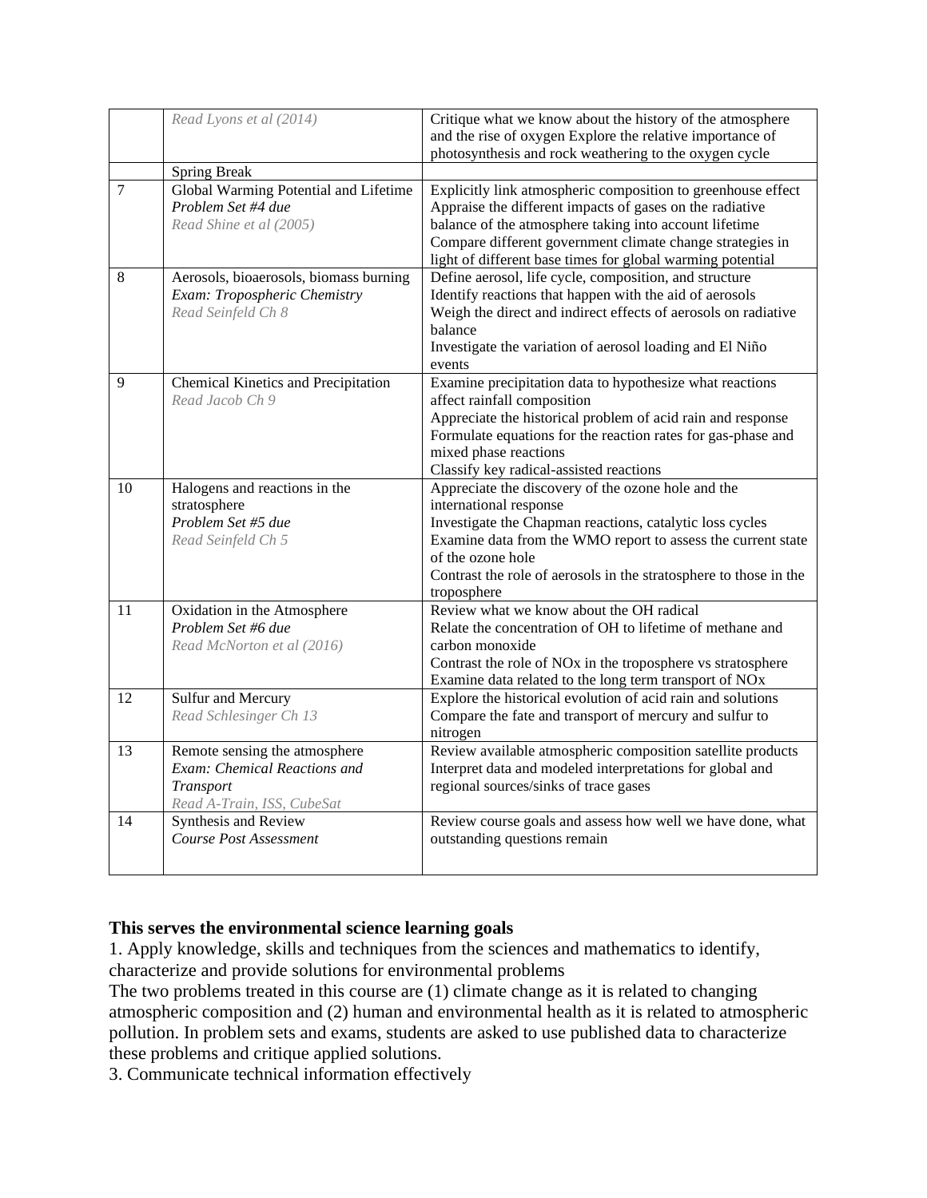| | | |
|---|---|---|
| | *Read Lyons et al (2014)* | Critique what we know about the history of the atmosphere and the rise of oxygen Explore the relative importance of photosynthesis and rock weathering to the oxygen cycle |
| | Spring Break | |
| 7 | Global Warming Potential and Lifetime<br>*Problem Set #4 due*<br>*Read Shine et al (2005)* | Explicitly link atmospheric composition to greenhouse effect<br>Appraise the different impacts of gases on the radiative balance of the atmosphere taking into account lifetime<br>Compare different government climate change strategies in light of different base times for global warming potential |
| 8 | Aerosols, bioaerosols, biomass burning<br>*Exam: Tropospheric Chemistry*<br>*Read Seinfeld Ch 8* | Define aerosol, life cycle, composition, and structure<br>Identify reactions that happen with the aid of aerosols<br>Weigh the direct and indirect effects of aerosols on radiative balance<br>Investigate the variation of aerosol loading and El Niño events |
| 9 | Chemical Kinetics and Precipitation<br>*Read Jacob Ch 9* | Examine precipitation data to hypothesize what reactions affect rainfall composition<br>Appreciate the historical problem of acid rain and response<br>Formulate equations for the reaction rates for gas-phase and mixed phase reactions<br>Classify key radical-assisted reactions |
| 10 | Halogens and reactions in the stratosphere<br>*Problem Set #5 due*<br>*Read Seinfeld Ch 5* | Appreciate the discovery of the ozone hole and the international response<br>Investigate the Chapman reactions, catalytic loss cycles<br>Examine data from the WMO report to assess the current state of the ozone hole<br>Contrast the role of aerosols in the stratosphere to those in the troposphere |
| 11 | Oxidation in the Atmosphere<br>*Problem Set #6 due*<br>*Read McNorton et al (2016)* | Review what we know about the OH radical<br>Relate the concentration of OH to lifetime of methane and carbon monoxide<br>Contrast the role of NOx in the troposphere vs stratosphere<br>Examine data related to the long term transport of NOx |
| 12 | Sulfur and Mercury<br>*Read Schlesinger Ch 13* | Explore the historical evolution of acid rain and solutions<br>Compare the fate and transport of mercury and sulfur to nitrogen |
| 13 | Remote sensing the atmosphere<br>*Exam: Chemical Reactions and Transport*<br>*Read A-Train, ISS, CubeSat* | Review available atmospheric composition satellite products<br>Interpret data and modeled interpretations for global and regional sources/sinks of trace gases |
| 14 | Synthesis and Review<br>*Course Post Assessment* | Review course goals and assess how well we have done, what outstanding questions remain |

**This serves the environmental science learning goals**

1. Apply knowledge, skills and techniques from the sciences and mathematics to identify, characterize and provide solutions for environmental problems

The two problems treated in this course are (1) climate change as it is related to changing atmospheric composition and (2) human and environmental health as it is related to atmospheric pollution. In problem sets and exams, students are asked to use published data to characterize these problems and critique applied solutions.

3. Communicate technical information effectively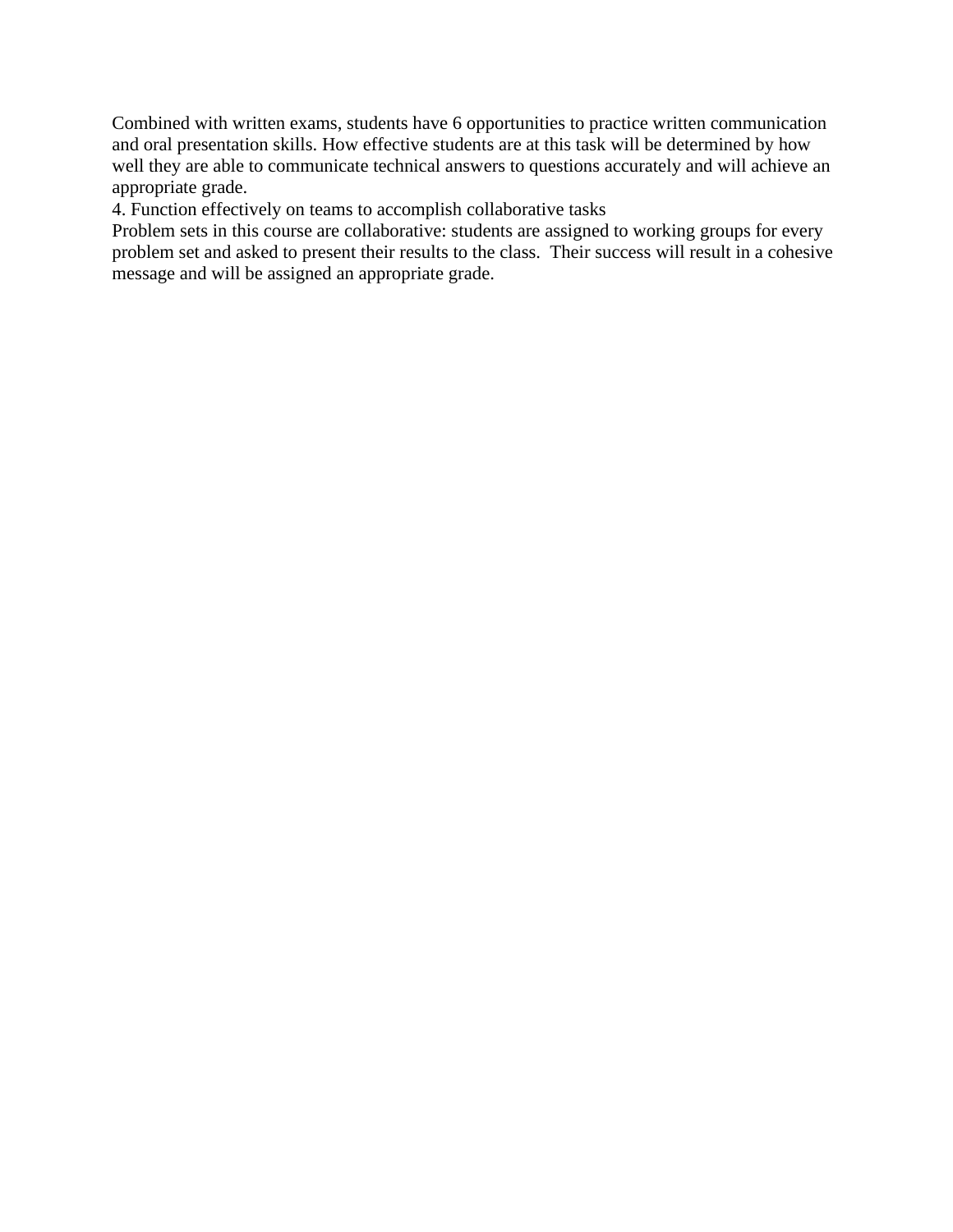Combined with written exams, students have 6 opportunities to practice written communication and oral presentation skills. How effective students are at this task will be determined by how well they are able to communicate technical answers to questions accurately and will achieve an appropriate grade.

4. Function effectively on teams to accomplish collaborative tasks

Problem sets in this course are collaborative: students are assigned to working groups for every problem set and asked to present their results to the class. Their success will result in a cohesive message and will be assigned an appropriate grade.